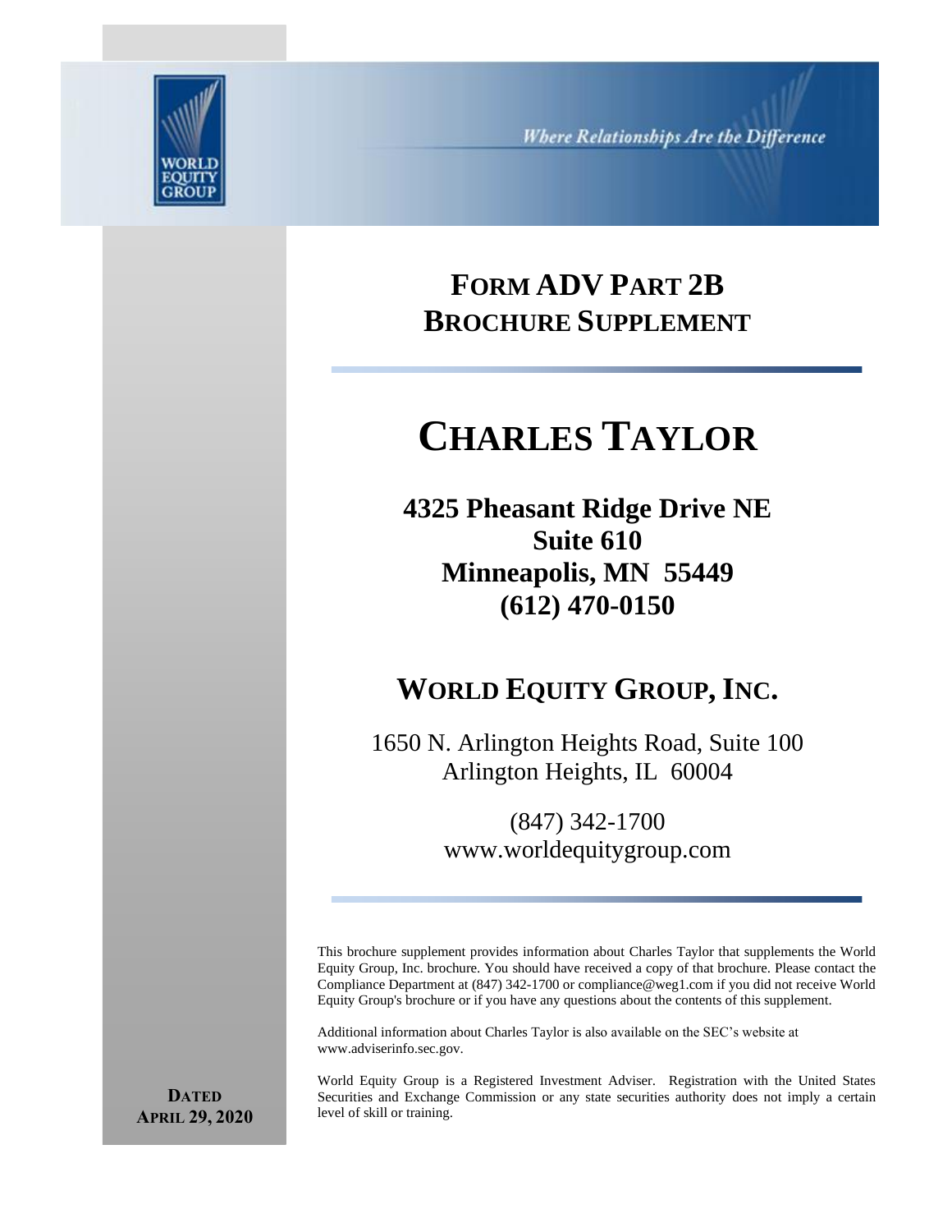*Where Relationships Are the Difference*

# FORM ADV PART 2B
# BROCHURE SUPPLEMENT

# CHARLES TAYLOR

**4325 Pheasant Ridge Drive NE**
**Suite 610**
**Minneapolis, MN 55449**
**(612) 470-0150**

## WORLD EQUITY GROUP, INC.

1650 N. Arlington Heights Road, Suite 100
Arlington Heights, IL 60004

(847) 342-1700
www.worldequitygroup.com

This brochure supplement provides information about Charles Taylor that supplements the World Equity Group, Inc. brochure. You should have received a copy of that brochure. Please contact the Compliance Department at (847) 342-1700 or compliance@weg1.com if you did not receive World Equity Group's brochure or if you have any questions about the contents of this supplement.

Additional information about Charles Taylor is also available on the SEC's website at www.adviserinfo.sec.gov.

World Equity Group is a Registered Investment Adviser. Registration with the United States Securities and Exchange Commission or any state securities authority does not imply a certain level of skill or training.

**DATED APRIL 29, 2020**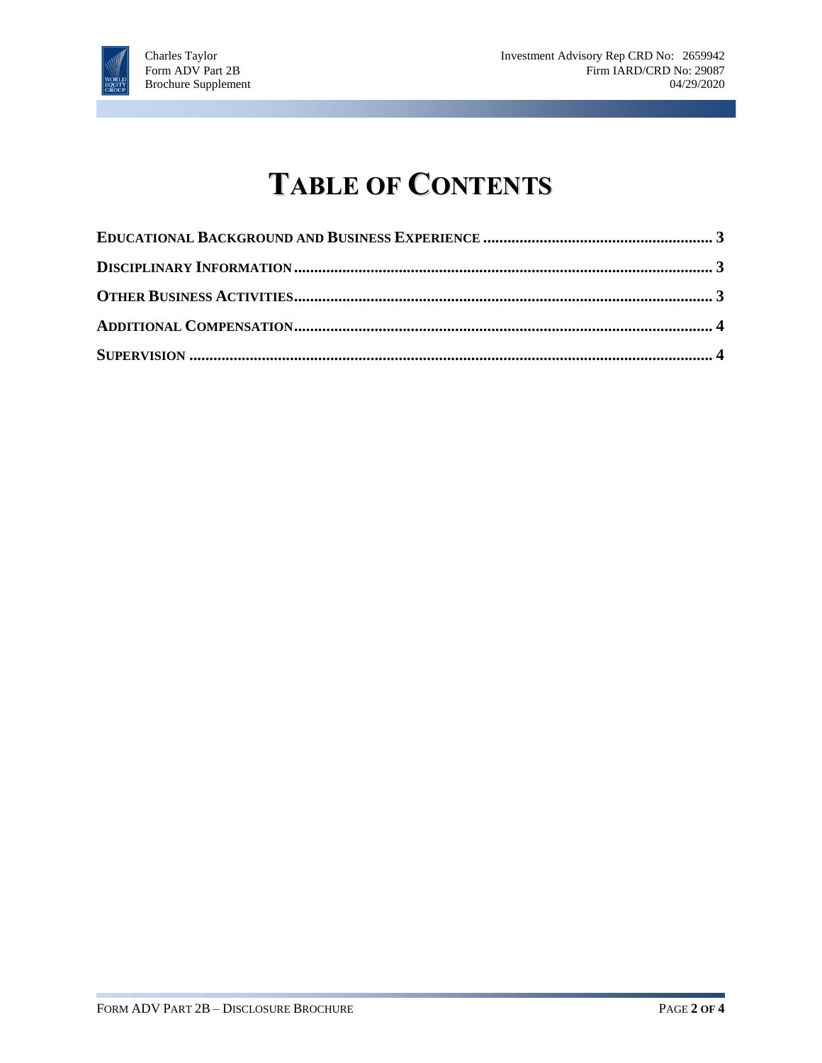# TABLE OF CONTENTS

**EDUCATIONAL BACKGROUND AND BUSINESS EXPERIENCE** ........................................................ **3**

**DISCIPLINARY INFORMATION** ........................................................................................................ **3**

**OTHER BUSINESS ACTIVITIES** ........................................................................................................ **3**

**ADDITIONAL COMPENSATION** ........................................................................................................ **4**

**SUPERVISION** ........................................................................................................................................ **4**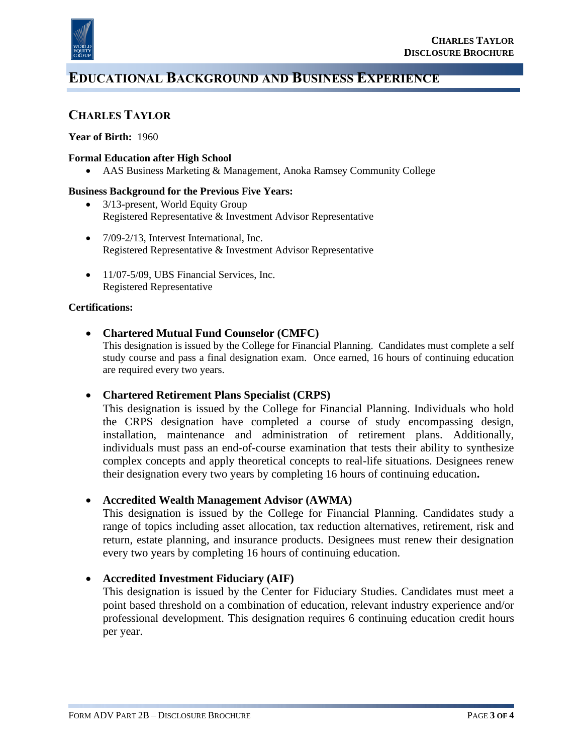# Educational Background and Business Experience

## Charles Taylor

**Year of Birth:** 1960

**Formal Education after High School**

- AAS Business Marketing & Management, Anoka Ramsey Community College

**Business Background for the Previous Five Years:**

- 3/13-present, World Equity Group
  Registered Representative & Investment Advisor Representative
- 7/09-2/13, Intervest International, Inc.
  Registered Representative & Investment Advisor Representative
- 11/07-5/09, UBS Financial Services, Inc.
  Registered Representative

**Certifications:**

- **Chartered Mutual Fund Counselor (CMFC)**
  This designation is issued by the College for Financial Planning. Candidates must complete a self study course and pass a final designation exam. Once earned, 16 hours of continuing education are required every two years.

- **Chartered Retirement Plans Specialist (CRPS)**
  This designation is issued by the College for Financial Planning. Individuals who hold the CRPS designation have completed a course of study encompassing design, installation, maintenance and administration of retirement plans. Additionally, individuals must pass an end-of-course examination that tests their ability to synthesize complex concepts and apply theoretical concepts to real-life situations. Designees renew their designation every two years by completing 16 hours of continuing education**.**

- **Accredited Wealth Management Advisor (AWMA)**
  This designation is issued by the College for Financial Planning. Candidates study a range of topics including asset allocation, tax reduction alternatives, retirement, risk and return, estate planning, and insurance products. Designees must renew their designation every two years by completing 16 hours of continuing education.

- **Accredited Investment Fiduciary (AIF)**
  This designation is issued by the Center for Fiduciary Studies. Candidates must meet a point based threshold on a combination of education, relevant industry experience and/or professional development. This designation requires 6 continuing education credit hours per year.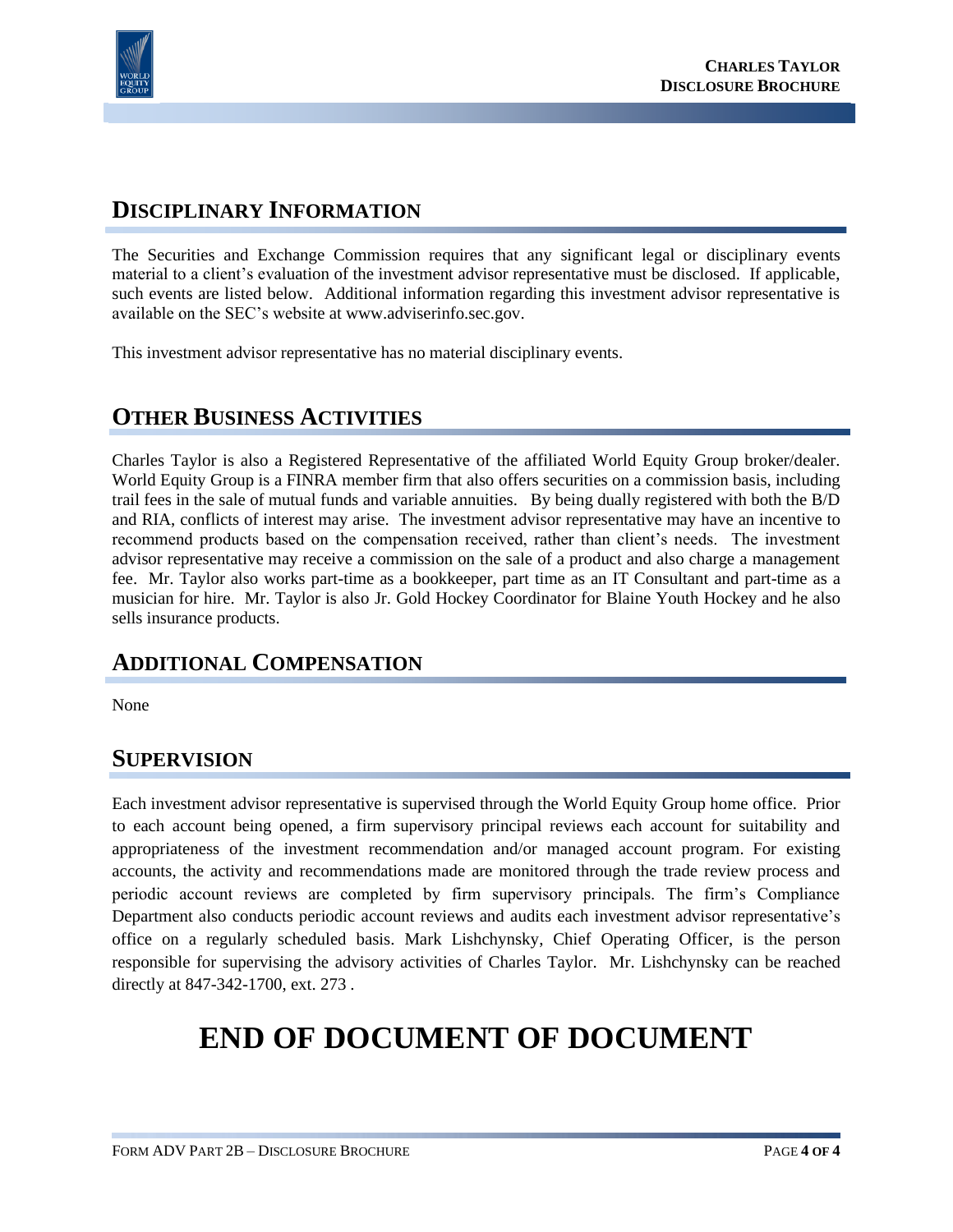## Disciplinary Information

The Securities and Exchange Commission requires that any significant legal or disciplinary events material to a client's evaluation of the investment advisor representative must be disclosed. If applicable, such events are listed below. Additional information regarding this investment advisor representative is available on the SEC's website at www.adviserinfo.sec.gov.

This investment advisor representative has no material disciplinary events.

## Other Business Activities

Charles Taylor is also a Registered Representative of the affiliated World Equity Group broker/dealer. World Equity Group is a FINRA member firm that also offers securities on a commission basis, including trail fees in the sale of mutual funds and variable annuities. By being dually registered with both the B/D and RIA, conflicts of interest may arise. The investment advisor representative may have an incentive to recommend products based on the compensation received, rather than client's needs. The investment advisor representative may receive a commission on the sale of a product and also charge a management fee. Mr. Taylor also works part-time as a bookkeeper, part time as an IT Consultant and part-time as a musician for hire. Mr. Taylor is also Jr. Gold Hockey Coordinator for Blaine Youth Hockey and he also sells insurance products.

## Additional Compensation

None

## Supervision

Each investment advisor representative is supervised through the World Equity Group home office. Prior to each account being opened, a firm supervisory principal reviews each account for suitability and appropriateness of the investment recommendation and/or managed account program. For existing accounts, the activity and recommendations made are monitored through the trade review process and periodic account reviews are completed by firm supervisory principals. The firm's Compliance Department also conducts periodic account reviews and audits each investment advisor representative's office on a regularly scheduled basis. Mark Lishchynsky, Chief Operating Officer, is the person responsible for supervising the advisory activities of Charles Taylor. Mr. Lishchynsky can be reached directly at 847-342-1700, ext. 273 .

# END OF DOCUMENT OF DOCUMENT